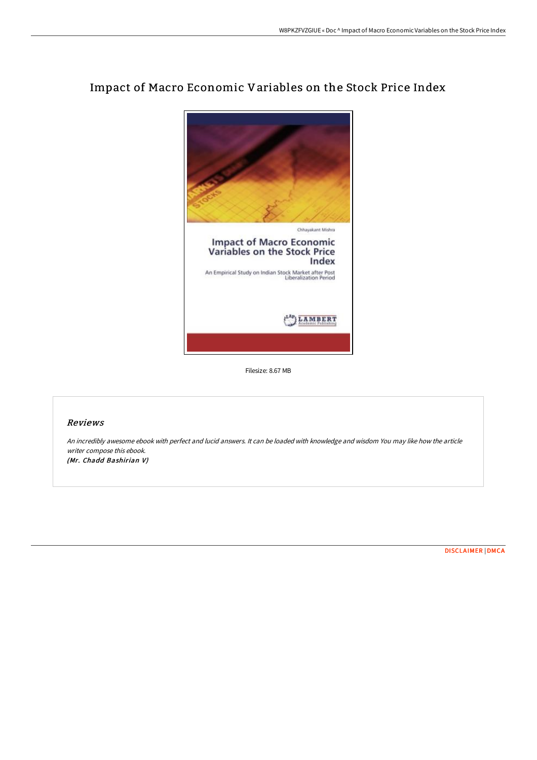# Impact of Macro Economic Variables on the Stock Price Index

Filesize: 8.67 MB

## Reviews

*An incredibly awesome ebook with perfect and lucid answers. It can be loaded with knowledge and wisdom You may like how the article writer compose this ebook.*
***(Mr. Chadd Bashirian V)***

DISCLAIMER | DMCA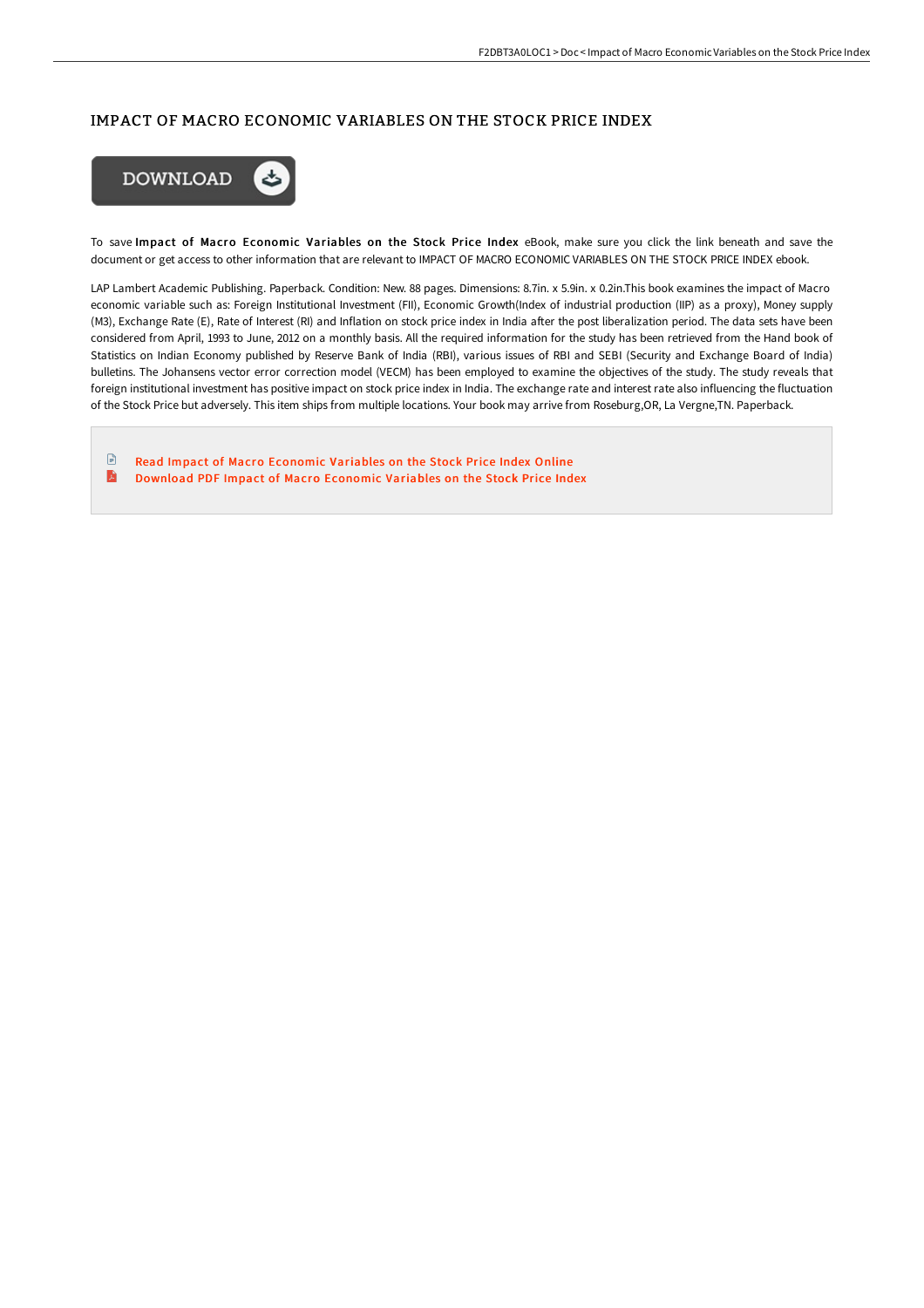# IMPACT OF MACRO ECONOMIC VARIABLES ON THE STOCK PRICE INDEX

To save **Impact of Macro Economic Variables on the Stock Price Index** eBook, make sure you click the link beneath and save the document or get access to other information that are relevant to IMPACT OF MACRO ECONOMIC VARIABLES ON THE STOCK PRICE INDEX ebook.

LAP Lambert Academic Publishing. Paperback. Condition: New. 88 pages. Dimensions: 8.7in. x 5.9in. x 0.2in.This book examines the impact of Macro economic variable such as: Foreign Institutional Investment (FII), Economic Growth(Index of industrial production (IIP) as a proxy), Money supply (M3), Exchange Rate (E), Rate of Interest (RI) and Inflation on stock price index in India after the post liberalization period. The data sets have been considered from April, 1993 to June, 2012 on a monthly basis. All the required information for the study has been retrieved from the Hand book of Statistics on Indian Economy published by Reserve Bank of India (RBI), various issues of RBI and SEBI (Security and Exchange Board of India) bulletins. The Johansens vector error correction model (VECM) has been employed to examine the objectives of the study. The study reveals that foreign institutional investment has positive impact on stock price index in India. The exchange rate and interest rate also influencing the fluctuation of the Stock Price but adversely. This item ships from multiple locations. Your book may arrive from Roseburg,OR, La Vergne,TN. Paperback.

- Read Impact of Macro Economic Variables on the Stock Price Index Online
- Download PDF Impact of Macro Economic Variables on the Stock Price Index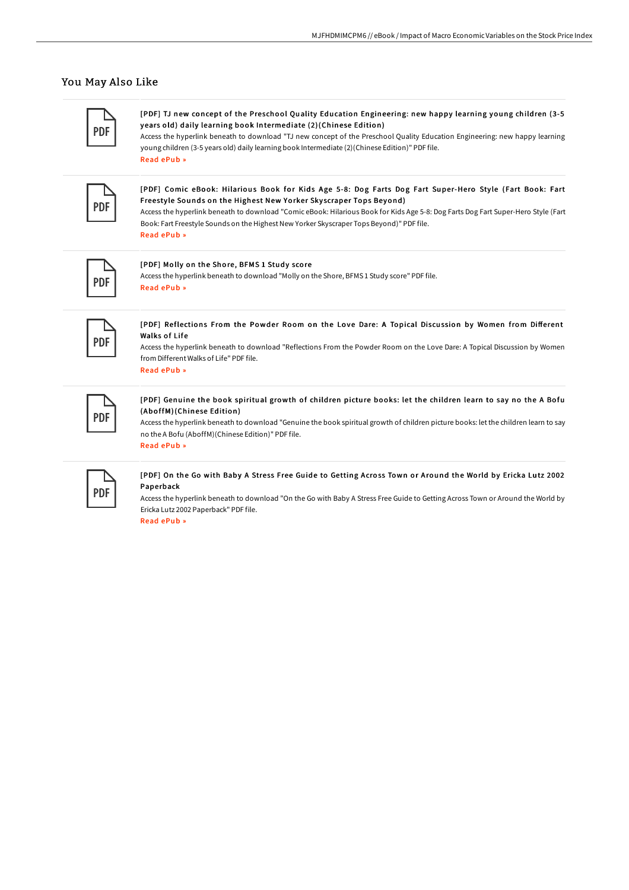## You May Also Like

**[PDF] TJ new concept of the Preschool Quality Education Engineering: new happy learning young children (3-5 years old) daily learning book Intermediate (2)(Chinese Edition)**

Access the hyperlink beneath to download "TJ new concept of the Preschool Quality Education Engineering: new happy learning young children (3-5 years old) daily learning book Intermediate (2)(Chinese Edition)" PDF file.

Read ePub »

**[PDF] Comic eBook: Hilarious Book for Kids Age 5-8: Dog Farts Dog Fart Super-Hero Style (Fart Book: Fart Freestyle Sounds on the Highest New Yorker Skyscraper Tops Beyond)**

Access the hyperlink beneath to download "Comic eBook: Hilarious Book for Kids Age 5-8: Dog Farts Dog Fart Super-Hero Style (Fart Book: Fart Freestyle Sounds on the Highest New Yorker Skyscraper Tops Beyond)" PDF file.

Read ePub »

**[PDF] Molly on the Shore, BFMS 1 Study score**

Access the hyperlink beneath to download "Molly on the Shore, BFMS 1 Study score" PDF file.

Read ePub »

**[PDF] Reflections From the Powder Room on the Love Dare: A Topical Discussion by Women from Different Walks of Life**

Access the hyperlink beneath to download "Reflections From the Powder Room on the Love Dare: A Topical Discussion by Women from Different Walks of Life" PDF file.

Read ePub »

**[PDF] Genuine the book spiritual growth of children picture books: let the children learn to say no the A Bofu (AboffM)(Chinese Edition)**

Access the hyperlink beneath to download "Genuine the book spiritual growth of children picture books: let the children learn to say no the A Bofu (AboffM)(Chinese Edition)" PDF file.

Read ePub »

**[PDF] On the Go with Baby A Stress Free Guide to Getting Across Town or Around the World by Ericka Lutz 2002 Paperback**

Access the hyperlink beneath to download "On the Go with Baby A Stress Free Guide to Getting Across Town or Around the World by Ericka Lutz 2002 Paperback" PDF file.

Read ePub »